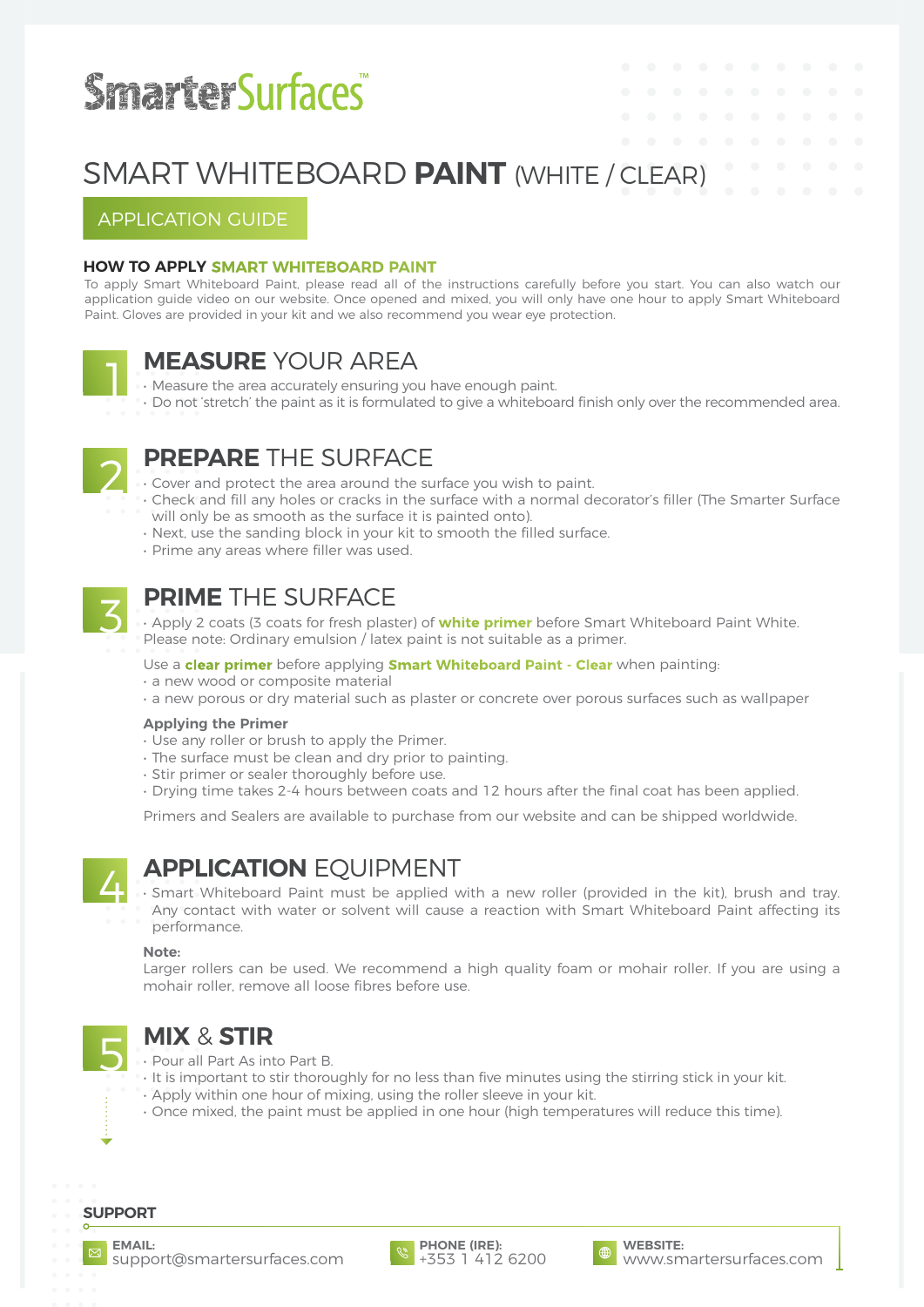SmarterSurfaces™

# SMART WHITEBOARD **PAINT** (WHITE / CLEAR)

APPLICATION GUIDE

### HOW TO APPLY **SMART WHITEBOARD PAINT**

To apply Smart Whiteboard Paint, please read all of the instructions carefully before you start. You can also watch our application guide video on our website. Once opened and mixed, you will only have one hour to apply Smart Whiteboard Paint. Gloves are provided in your kit and we also recommend you wear eye protection.

## 1 **MEASURE** YOUR AREA

- Measure the area accurately ensuring you have enough paint.
- Do not 'stretch' the paint as it is formulated to give a whiteboard finish only over the recommended area.

## 2 **PREPARE** THE SURFACE

- Cover and protect the area around the surface you wish to paint.
- Check and fill any holes or cracks in the surface with a normal decorator's filler (The Smarter Surface will only be as smooth as the surface it is painted onto).
- Next, use the sanding block in your kit to smooth the filled surface.
- Prime any areas where filler was used.

## 3 **PRIME** THE SURFACE

- Apply 2 coats (3 coats for fresh plaster) of **white primer** before Smart Whiteboard Paint White. Please note: Ordinary emulsion / latex paint is not suitable as a primer.

Use a **clear primer** before applying **Smart Whiteboard Paint - Clear** when painting:

- a new wood or composite material
- a new porous or dry material such as plaster or concrete over porous surfaces such as wallpaper

**Applying the Primer**

- Use any roller or brush to apply the Primer.
- The surface must be clean and dry prior to painting.
- Stir primer or sealer thoroughly before use.
- Drying time takes 2-4 hours between coats and 12 hours after the final coat has been applied.

Primers and Sealers are available to purchase from our website and can be shipped worldwide.

## 4 **APPLICATION** EQUIPMENT

- Smart Whiteboard Paint must be applied with a new roller (provided in the kit), brush and tray. Any contact with water or solvent will cause a reaction with Smart Whiteboard Paint affecting its performance.

**Note:**

Larger rollers can be used. We recommend a high quality foam or mohair roller. If you are using a mohair roller, remove all loose fibres before use.

## 5 **MIX** & **STIR**

- Pour all Part As into Part B.
- It is important to stir thoroughly for no less than five minutes using the stirring stick in your kit.
- Apply within one hour of mixing, using the roller sleeve in your kit.
- Once mixed, the paint must be applied in one hour (high temperatures will reduce this time).

### SUPPORT

**EMAIL:** support@smartersurfaces.com

**PHONE (IRE):** +353 1 412 6200

**WEBSITE:** www.smartersurfaces.com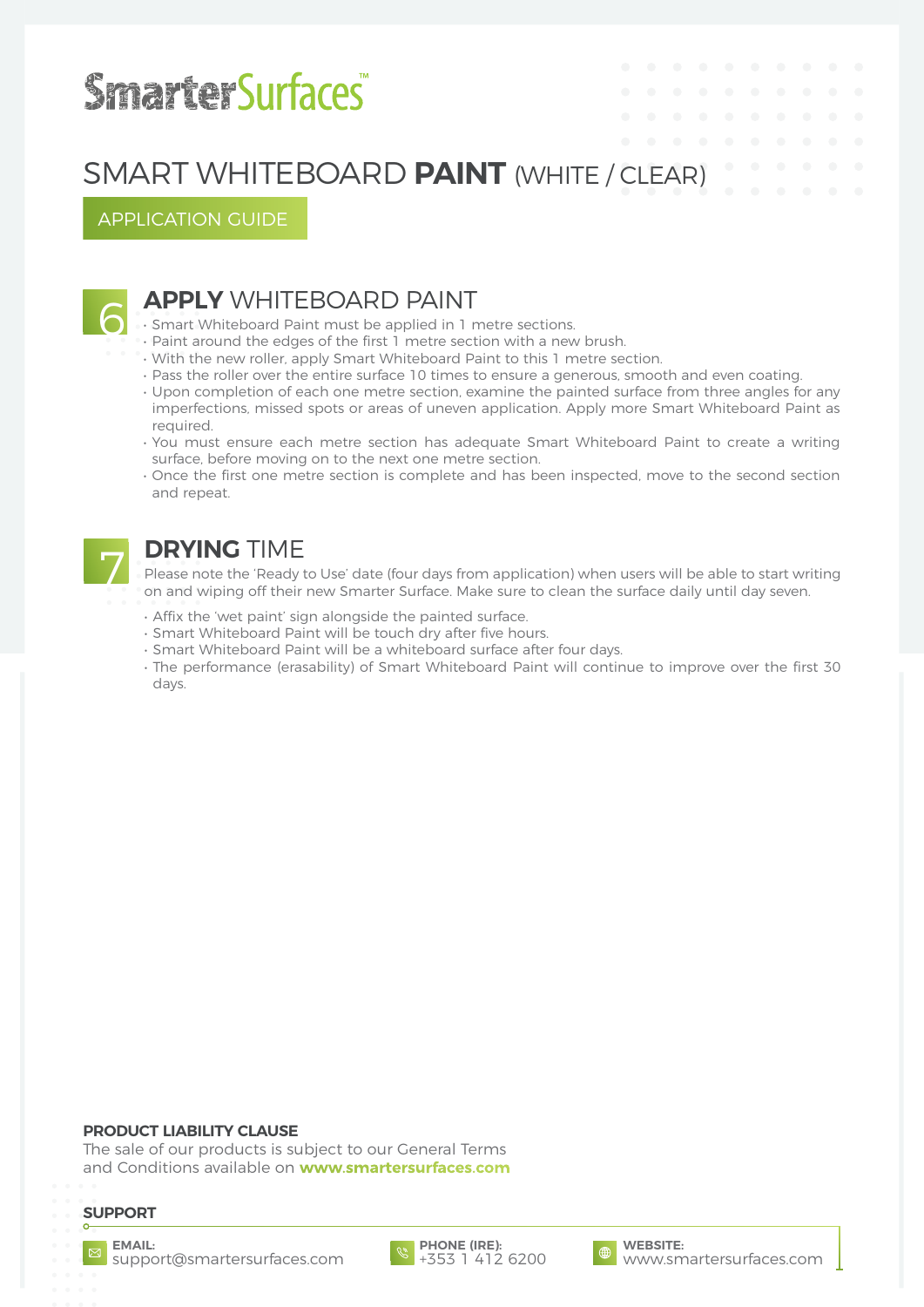# SmarterSurfaces™

# SMART WHITEBOARD **PAINT** (WHITE / CLEAR)

APPLICATION GUIDE

## 6 **APPLY** WHITEBOARD PAINT

- Smart Whiteboard Paint must be applied in 1 metre sections.
- Paint around the edges of the first 1 metre section with a new brush.
- With the new roller, apply Smart Whiteboard Paint to this 1 metre section.
- Pass the roller over the entire surface 10 times to ensure a generous, smooth and even coating.
- Upon completion of each one metre section, examine the painted surface from three angles for any imperfections, missed spots or areas of uneven application. Apply more Smart Whiteboard Paint as required.
- You must ensure each metre section has adequate Smart Whiteboard Paint to create a writing surface, before moving on to the next one metre section.
- Once the first one metre section is complete and has been inspected, move to the second section and repeat.

## 7 **DRYING** TIME

Please note the 'Ready to Use' date (four days from application) when users will be able to start writing on and wiping off their new Smarter Surface. Make sure to clean the surface daily until day seven.

- Affix the 'wet paint' sign alongside the painted surface.
- Smart Whiteboard Paint will be touch dry after five hours.
- Smart Whiteboard Paint will be a whiteboard surface after four days.
- The performance (erasability) of Smart Whiteboard Paint will continue to improve over the first 30 days.

**PRODUCT LIABILITY CLAUSE**

The sale of our products is subject to our General Terms and Conditions available on **www.smartersurfaces.com**

**SUPPORT**

**EMAIL:** support@smartersurfaces.com

**PHONE (IRE):** +353 1 412 6200

**WEBSITE:** www.smartersurfaces.com